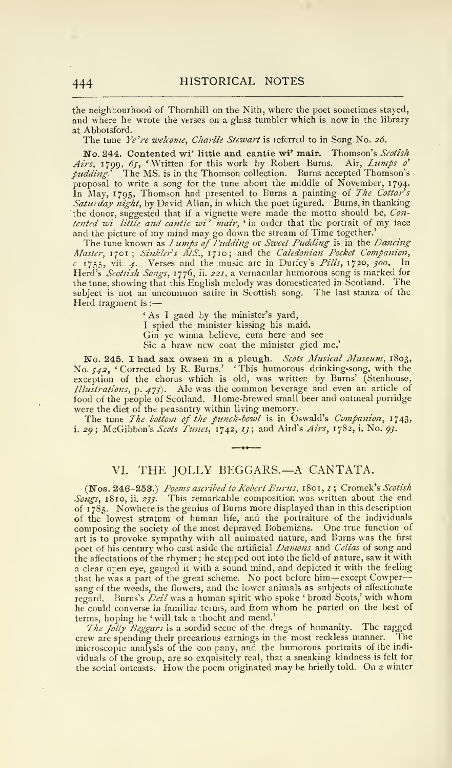the neighbourhood of Thornhill on the Nith, where the poet sometimes stayed, and where he wrote the verses on a glass tumbler which is now in the library at Abbotsford.

The tune *Ye're welcome, Charlie Stewart* is referred to in Song No. *26*.

**No. 244. Contented wi' little and cantie wi' mair.** Thomson's *Scotish Airs*, 1799, *65*, 'Written for this work by Robert Burns. Air, *Lumps o' pudding*.' The MS. is in the Thomson collection. Burns accepted Thomson's proposal to write a song for the tune about the middle of November, 1794. In May, 1795, Thomson had presented to Burns a painting of *The Cottar's Saturday night*, by David Allan, in which the poet figured. Burns, in thanking the donor, suggested that if a vignette were made the motto should be, *Contented wi' little and cantie wi' mair*, 'in order that the portrait of my face and the picture of my mind may go down the stream of Time together.'

The tune known as *Lumps of Pudding* or *Sweet Pudding* is in the *Dancing Master*, 1701; *Sinkler's MS.*, 1710; and the *Caledonian Pocket Companion*, *c* 1755, vii. *4*. Verses and the music are in Durfey's *Pills*, 1720, *300*. In Herd's *Scottish Songs*, 1776, ii. *221*, a vernacular humorous song is marked for the tune, showing that this English melody was domesticated in Scotland. The subject is not an uncommon satire in Scottish song. The last stanza of the Herd fragment is :—

> 'As I gaed by the minister's yard,
> I spied the minister kissing his maid.
> Gin ye winna believe, cum here and see
> Sic a braw new coat the minister gied me.'

**No. 245. I had sax owsen in a pleugh.** *Scots Musical Museum*, 1803, No. *542*, 'Corrected by R. Burns.' 'This humorous drinking-song, with the exception of the chorus which is old, was written by Burns' (Stenhouse, *Illustrations*, p. *473*). Ale was the common beverage and even an article of food of the people of Scotland. Home-brewed small beer and oatmeal porridge were the diet of the peasantry within living memory.

The tune *The bottom of the punch-bowl* is in Oswald's *Companion*, 1743, i. *29*; McGibbon's *Scots Tunes*, 1742, *13*; and Aird's *Airs*, 1782, i. No. *93*.

## VI. THE JOLLY BEGGARS.—A CANTATA.

**(Nos. 246–253.)** *Poems ascribed to Robert Burns*, 1801, *1*; Cromek's *Scotish Songs*, 1810, ii. *233*. This remarkable composition was written about the end of 1785. Nowhere is the genius of Burns more displayed than in this description of the lowest stratum of human life, and the portraiture of the individuals composing the society of the most depraved Bohemians. One true function of art is to provoke sympathy with all animated nature, and Burns was the first poet of his century who cast aside the artificial *Damons* and *Celias* of song and the affectations of the rhymer; he stepped out into the field of nature, saw it with a clear open eye, gauged it with a sound mind, and depicted it with the feeling that he was a part of the great scheme. No poet before him—except Cowper—sang of the weeds, the flowers, and the lower animals as subjects of affectionate regard. Burns's *Deil* was a human spirit who spoke 'broad Scots,' with whom he could converse in familiar terms, and from whom he parted on the best of terms, hoping he 'will tak a thocht and mend.'

*The Jolly Beggars* is a sordid scene of the dregs of humanity. The ragged crew are spending their precarious earnings in the most reckless manner. The microscopic analysis of the company, and the humorous portraits of the individuals of the group, are so exquisitely real, that a sneaking kindness is felt for the social outcasts. How the poem originated may be briefly told. On a winter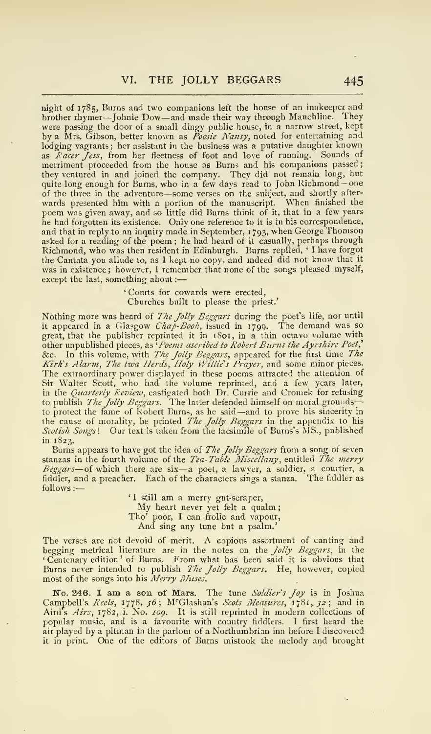night of 1785, Burns and two companions left the house of an innkeeper and brother rhymer—Johnie Dow—and made their way through Mauchline. They were passing the door of a small dingy public house, in a narrow street, kept by a Mrs. Gibson, better known as *Poosie Nansy*, noted for entertaining and lodging vagrants; her assistant in the business was a putative daughter known as *Racer Jess*, from her fleetness of foot and love of running. Sounds of merriment proceeded from the house as Burns and his companions passed; they ventured in and joined the company. They did not remain long, but quite long enough for Burns, who in a few days read to John Richmond—one of the three in the adventure—some verses on the subject, and shortly afterwards presented him with a portion of the manuscript. When finished the poem was given away, and so little did Burns think of it, that in a few years he had forgotten its existence. Only one reference to it is in his correspondence, and that in reply to an inquiry made in September, 1793, when George Thomson asked for a reading of the poem; he had heard of it casually, perhaps through Richmond, who was then resident in Edinburgh. Burns replied, 'I have forgot the Cantata you allude to, as I kept no copy, and indeed did not know that it was in existence; however, I remember that none of the songs pleased myself, except the last, something about:—

> 'Courts for cowards were erected,
> Churches built to please the priest.'

Nothing more was heard of *The Jolly Beggars* during the poet's life, nor until it appeared in a Glasgow *Chap-Book*, issued in 1799. The demand was so great, that the publisher reprinted it in 1801, in a thin octavo volume with other unpublished pieces, as '*Poems ascribed to Robert Burns the Ayrshire Poet*,' &c. In this volume, with *The Jolly Beggars*, appeared for the first time *The Kirk's Alarm*, *The twa Herds*, *Holy Willie's Prayer*, and some minor pieces. The extraordinary power displayed in these poems attracted the attention of Sir Walter Scott, who had the volume reprinted, and a few years later, in the *Quarterly Review*, castigated both Dr. Currie and Cromek for refusing to publish *The Jolly Beggars*. The latter defended himself on moral grounds—to protect the fame of Robert Burns, as he said—and to prove his sincerity in the cause of morality, he printed *The Jolly Beggars* in the appendix to his *Scotish Songs*! Our text is taken from the facsimile of Burns's MS., published in 1823.

Burns appears to have got the idea of *The Jolly Beggars* from a song of seven stanzas in the fourth volume of the *Tea-Table Miscellany*, entitled *The merry Beggars*—of which there are six—a poet, a lawyer, a soldier, a courtier, a fiddler, and a preacher. Each of the characters sings a stanza. The fiddler as follows:—

> 'I still am a merry gut-scraper,
> My heart never yet felt a qualm;
> Tho' poor, I can frolic and vapour,
> And sing any tune but a psalm.'

The verses are not devoid of merit. A copious assortment of canting and begging metrical literature are in the notes on the *Jolly Beggars*, in the 'Centenary edition' of Burns. From what has been said it is obvious that Burns never intended to publish *The Jolly Beggars*. He, however, copied most of the songs into his *Merry Muses*.

**No. 246. I am a son of Mars.** The tune *Soldier's Joy* is in Joshua Campbell's *Reels*, 1778, *56*; McGlashan's *Scots Measures*, 1781, *32*; and in Aird's *Airs*, 1782, i. No. *109*. It is still reprinted in modern collections of popular music, and is a favourite with country fiddlers. I first heard the air played by a pitman in the parlour of a Northumbrian inn before I discovered it in print. One of the editors of Burns mistook the melody and brought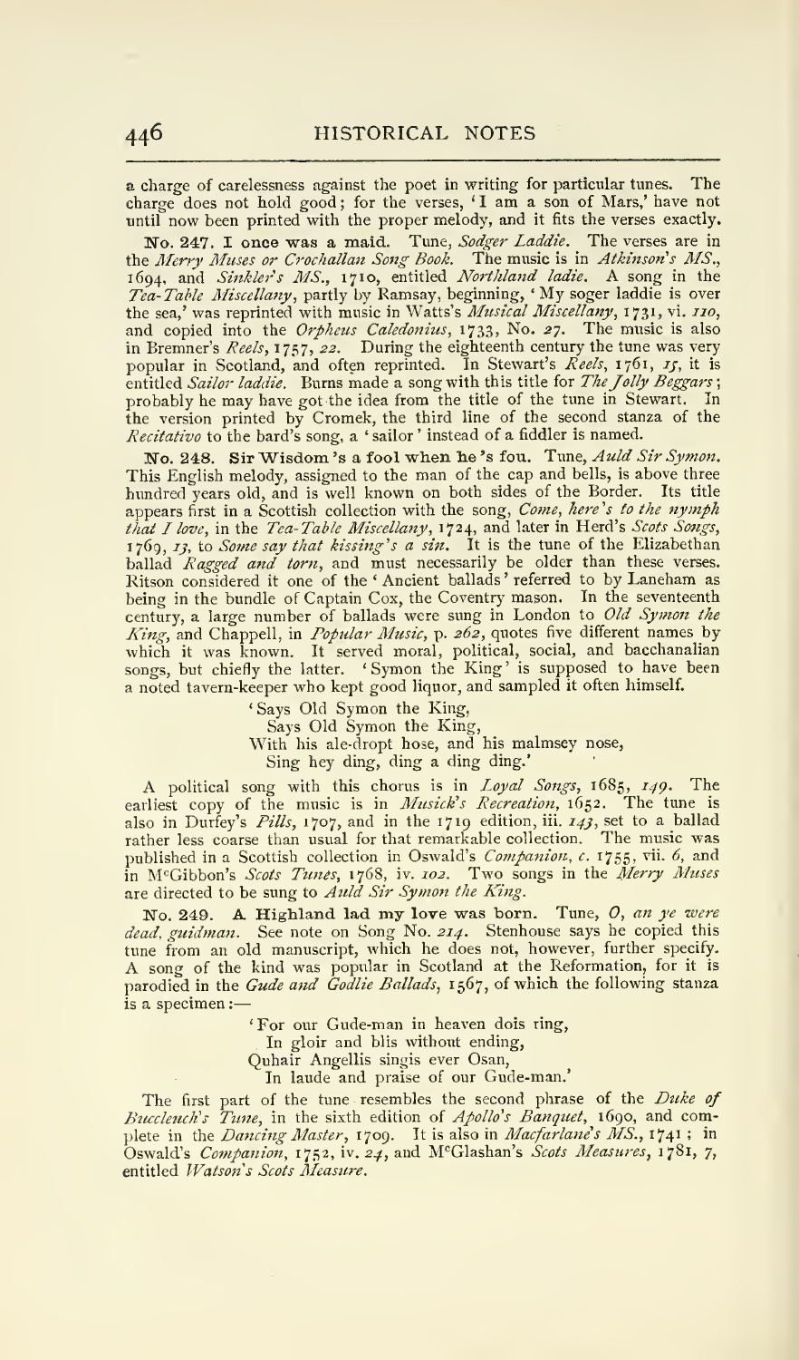a charge of carelessness against the poet in writing for particular tunes. The charge does not hold good; for the verses, 'I am a son of Mars,' have not until now been printed with the proper melody, and it fits the verses exactly.

**No. 247. I once was a maid.** Tune, *Sodger Laddie.* The verses are in the *Merry Muses or Crochallan Song Book.* The music is in *Atkinson's MS.*, 1694, and *Sinkler's MS.*, 1710, entitled *Northland ladie.* A song in the *Tea-Table Miscellany*, partly by Ramsay, beginning, 'My soger laddie is over the sea,' was reprinted with music in Watts's *Musical Miscellany*, 1731, vi. *110*, and copied into the *Orpheus Caledonius*, 1733, No. *27*. The music is also in Bremner's *Reels*, 1757, *22*. During the eighteenth century the tune was very popular in Scotland, and often reprinted. In Stewart's *Reels*, 1761, *15*, it is entitled *Sailor laddie.* Burns made a song with this title for *The Jolly Beggars*; probably he may have got the idea from the title of the tune in Stewart. In the version printed by Cromek, the third line of the second stanza of the *Recitativo* to the bard's song, a 'sailor' instead of a fiddler is named.

**No. 248. Sir Wisdom's a fool when he's fou.** Tune, *Auld Sir Symon.* This English melody, assigned to the man of the cap and bells, is above three hundred years old, and is well known on both sides of the Border. Its title appears first in a Scottish collection with the song, *Come, here's to the nymph that I love*, in the *Tea-Table Miscellany*, 1724, and later in Herd's *Scots Songs*, 1769, *13*, to *Some say that kissing's a sin.* It is the tune of the Elizabethan ballad *Ragged and torn*, and must necessarily be older than these verses. Ritson considered it one of the 'Ancient ballads' referred to by Laneham as being in the bundle of Captain Cox, the Coventry mason. In the seventeenth century, a large number of ballads were sung in London to *Old Symon the King*, and Chappell, in *Popular Music*, p. *262*, quotes five different names by which it was known. It served moral, political, social, and bacchanalian songs, but chiefly the latter. 'Symon the King' is supposed to have been a noted tavern-keeper who kept good liquor, and sampled it often himself.

> 'Says Old Symon the King,
> Says Old Symon the King,
> With his ale-dropt hose, and his malmsey nose,
> Sing hey ding, ding a ding ding.'

A political song with this chorus is in *Loyal Songs*, 1685, *149*. The earliest copy of the music is in *Musick's Recreation*, 1652. The tune is also in Durfey's *Pills*, 1707, and in the 1719 edition, iii. *143*, set to a ballad rather less coarse than usual for that remarkable collection. The music was published in a Scottish collection in Oswald's *Companion*, c. 1755, vii. *6*, and in McGibbon's *Scots Tunes*, 1768, iv. *102*. Two songs in the *Merry Muses* are directed to be sung to *Auld Sir Symon the King.*

**No. 249. A Highland lad my love was born.** Tune, *O, an ye were dead, guidman.* See note on Song No. *214*. Stenhouse says he copied this tune from an old manuscript, which he does not, however, further specify. A song of the kind was popular in Scotland at the Reformation, for it is parodied in the *Gude and Godlie Ballads*, 1567, of which the following stanza is a specimen:—

> 'For our Gude-man in heaven dois ring,
> In gloir and blis without ending,
> Quhair Angellis singis ever Osan,
> In laude and praise of our Gude-man.'

The first part of the tune resembles the second phrase of the *Duke of Buccleuch's Tune*, in the sixth edition of *Apollo's Banquet*, 1690, and complete in the *Dancing Master*, 1709. It is also in *Macfarlane's MS.*, 1741; in Oswald's *Companion*, 1752, iv. *24*, and McGlashan's *Scots Measures*, 1781, 7, entitled *Watson's Scots Measure.*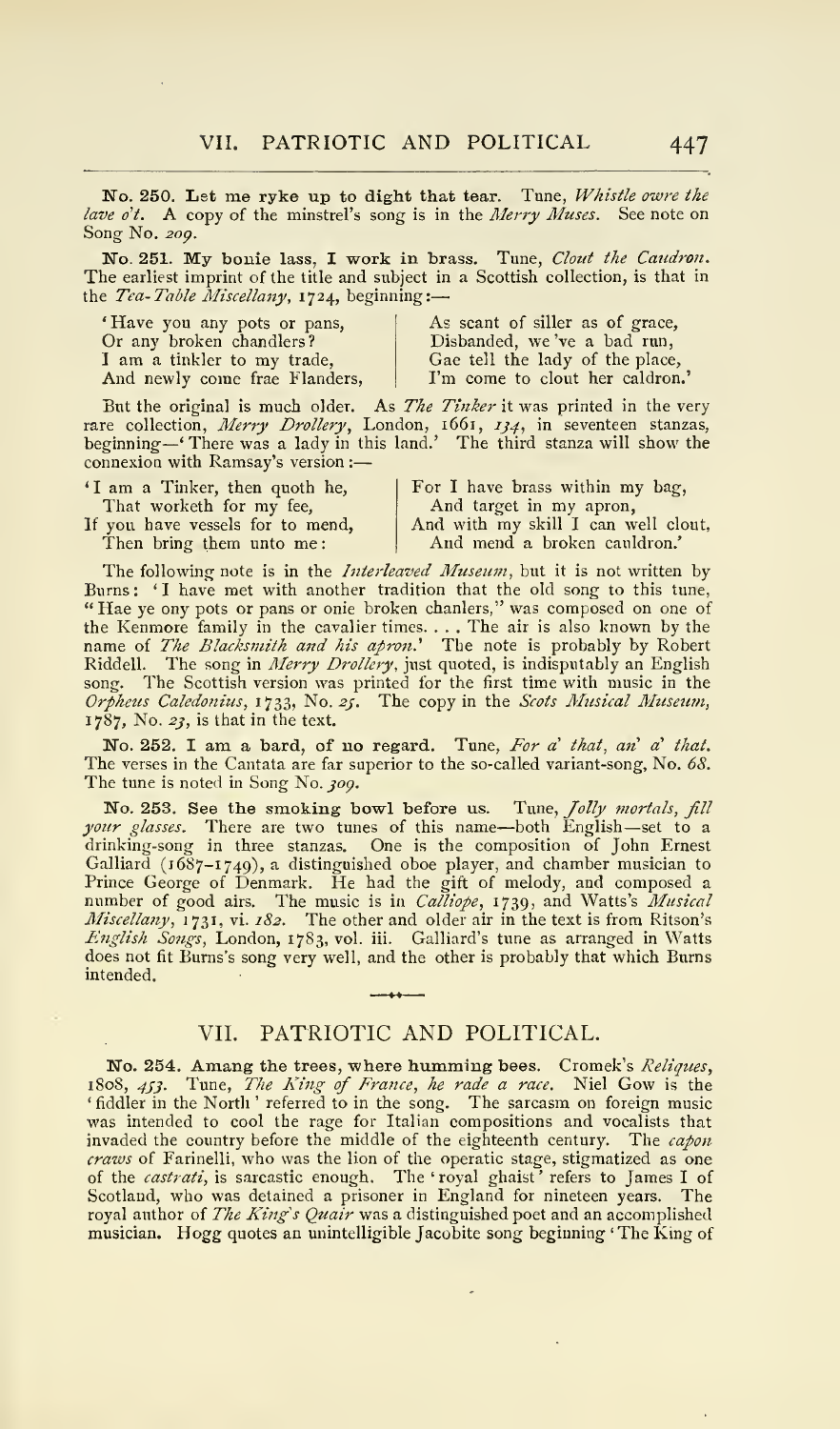**No. 250. Let me ryke up to dight that tear.** Tune, *Whistle owre the lave o't.* A copy of the minstrel's song is in the *Merry Muses.* See note on Song No. *209.*

**No. 251. My bonie lass, I work in brass.** Tune, *Clout the Caudron.* The earliest imprint of the title and subject in a Scottish collection, is that in the *Tea-Table Miscellany*, 1724, beginning:—

'Have you any pots or pans,
Or any broken chandlers?
I am a tinkler to my trade,
And newly come frae Flanders,
As scant of siller as of grace,
Disbanded, we've a bad run,
Gae tell the lady of the place,
I'm come to clout her caldron.'

But the original is much older. As *The Tinker* it was printed in the very rare collection, *Merry Drollery*, London, 1661, *134*, in seventeen stanzas, beginning—'There was a lady in this land.' The third stanza will show the connexion with Ramsay's version:—

'I am a Tinker, then quoth he,
That worketh for my fee,
If you have vessels for to mend,
Then bring them unto me:
For I have brass within my bag,
And target in my apron,
And with my skill I can well clout,
And mend a broken cauldron.'

The following note is in the *Interleaved Museum*, but it is not written by Burns: 'I have met with another tradition that the old song to this tune, "Hae ye ony pots or pans or onie broken chanlers," was composed on one of the Kenmore family in the cavalier times. . . . The air is also known by the name of *The Blacksmith and his apron.*' The note is probably by Robert Riddell. The song in *Merry Drollery*, just quoted, is indisputably an English song. The Scottish version was printed for the first time with music in the *Orpheus Caledonius*, 1733, No. *25.* The copy in the *Scots Musical Museum*, 1787, No. *23*, is that in the text.

**No. 252. I am a bard, of no regard.** Tune, *For a' that, an' a' that.* The verses in the Cantata are far superior to the so-called variant-song, No. *68.* The tune is noted in Song No. *309.*

**No. 253. See the smoking bowl before us.** Tune, *Jolly mortals, fill your glasses.* There are two tunes of this name—both English—set to a drinking-song in three stanzas. One is the composition of John Ernest Galliard (1687–1749), a distinguished oboe player, and chamber musician to Prince George of Denmark. He had the gift of melody, and composed a number of good airs. The music is in *Calliope*, 1739, and Watts's *Musical Miscellany*, 1731, vi. *182.* The other and older air in the text is from Ritson's *English Songs*, London, 1783, vol. iii. Galliard's tune as arranged in Watts does not fit Burns's song very well, and the other is probably that which Burns intended.

## VII. PATRIOTIC AND POLITICAL.

**No. 254. Amang the trees, where humming bees.** Cromek's *Reliques*, 1808, *453.* Tune, *The King of France, he rade a race.* Niel Gow is the 'fiddler in the North' referred to in the song. The sarcasm on foreign music was intended to cool the rage for Italian compositions and vocalists that invaded the country before the middle of the eighteenth century. The *capon craws* of Farinelli, who was the lion of the operatic stage, stigmatized as one of the *castrati*, is sarcastic enough. The 'royal ghaist' refers to James I of Scotland, who was detained a prisoner in England for nineteen years. The royal author of *The King's Quair* was a distinguished poet and an accomplished musician. Hogg quotes an unintelligible Jacobite song beginning 'The King of